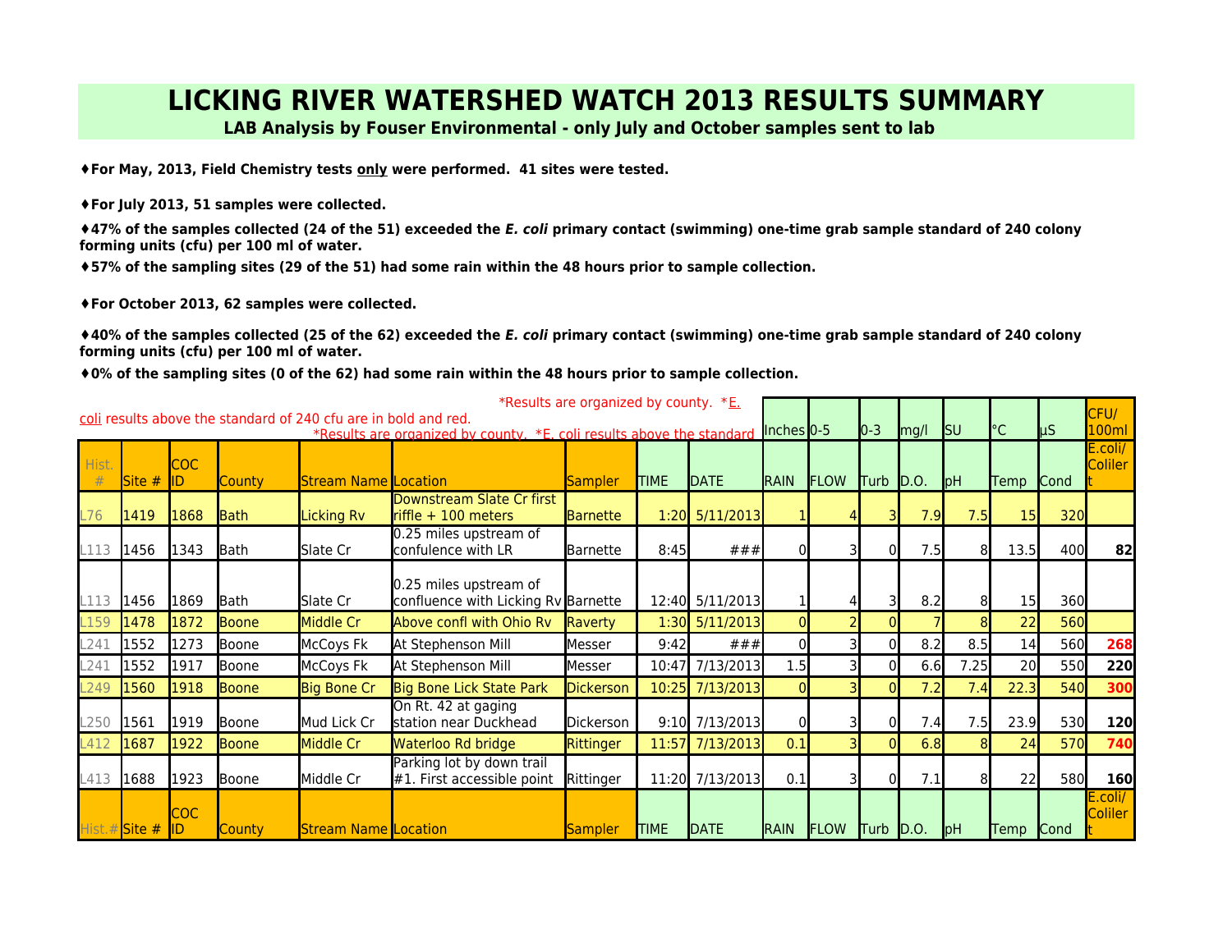# LICKING RIVER WATERSHED WATCH 2013 RESULTS SUMMARY

**LAB Analysis by Fouser Environmental - only July and October samples sent to lab**

♦**For May, 2013, Field Chemistry tests only were performed. 41 sites were tested.**

♦**For July 2013, 51 samples were collected.**

♦**47% of the samples collected (24 of the 51) exceeded the *E. coli* primary contact (swimming) one-time grab sample standard of 240 colony forming units (cfu) per 100 ml of water.**

♦**57% of the sampling sites (29 of the 51) had some rain within the 48 hours prior to sample collection.**

♦**For October 2013, 62 samples were collected.**

♦**40% of the samples collected (25 of the 62) exceeded the *E. coli* primary contact (swimming) one-time grab sample standard of 240 colony forming units (cfu) per 100 ml of water.**

♦**0% of the sampling sites (0 of the 62) had some rain within the 48 hours prior to sample collection.**

*Results are organized by county. *E. coli results above the standard of 240 cfu are in bold and red.

| | | | | | | | | | Inches | 0-5 | 0-3 | mg/l | SU | °C | µS | CFU/ 100ml |
|---|---|---|---|---|---|---|---|---|---|---|---|---|---|---|---|---|
| Hist. # | Site # | COC ID | County | Stream Name | Location | Sampler | TIME | DATE | RAIN | FLOW | Turb | D.O. | pH | Temp | Cond | E.coli/ Coliler t |
| L76 | 1419 | 1868 | Bath | Licking Rv | Downstream Slate Cr first riffle + 100 meters | Barnette | 1:20 | 5/11/2013 | 1 | 4 | 3 | 7.9 | 7.5 | 15 | 320 | |
| L113 | 1456 | 1343 | Bath | Slate Cr | 0.25 miles upstream of confulence with LR | Barnette | 8:45 | ### | 0 | 3 | 0 | 7.5 | 8 | 13.5 | 400 | **82** |
| L113 | 1456 | 1869 | Bath | Slate Cr | 0.25 miles upstream of confluence with Licking Rv | Barnette | 12:40 | 5/11/2013 | 1 | 4 | 3 | 8.2 | 8 | 15 | 360 | |
| L159 | 1478 | 1872 | Boone | Middle Cr | Above confl with Ohio Rv | Raverty | 1:30 | 5/11/2013 | 0 | 2 | 0 | 7 | 8 | 22 | 560 | |
| L241 | 1552 | 1273 | Boone | McCoys Fk | At Stephenson Mill | Messer | 9:42 | ### | 0 | 3 | 0 | 8.2 | 8.5 | 14 | 560 | **268** |
| L241 | 1552 | 1917 | Boone | McCoys Fk | At Stephenson Mill | Messer | 10:47 | 7/13/2013 | 1.5 | 3 | 0 | 6.6 | 7.25 | 20 | 550 | **220** |
| L249 | 1560 | 1918 | Boone | Big Bone Cr | Big Bone Lick State Park | Dickerson | 10:25 | 7/13/2013 | 0 | 3 | 0 | 7.2 | 7.4 | 22.3 | 540 | **300** |
| L250 | 1561 | 1919 | Boone | Mud Lick Cr | On Rt. 42 at gaging station near Duckhead | Dickerson | 9:10 | 7/13/2013 | 0 | 3 | 0 | 7.4 | 7.5 | 23.9 | 530 | **120** |
| L412 | 1687 | 1922 | Boone | Middle Cr | Waterloo Rd bridge | Rittinger | 11:57 | 7/13/2013 | 0.1 | 3 | 0 | 6.8 | 8 | 24 | 570 | **740** |
| L413 | 1688 | 1923 | Boone | Middle Cr | Parking lot by down trail #1. First accessible point | Rittinger | 11:20 | 7/13/2013 | 0.1 | 3 | 0 | 7.1 | 8 | 22 | 580 | **160** |
| Hist.# | Site # | COC ID | County | Stream Name | Location | Sampler | TIME | DATE | RAIN | FLOW | Turb | D.O. | pH | Temp | Cond | E.coli/ Coliler t |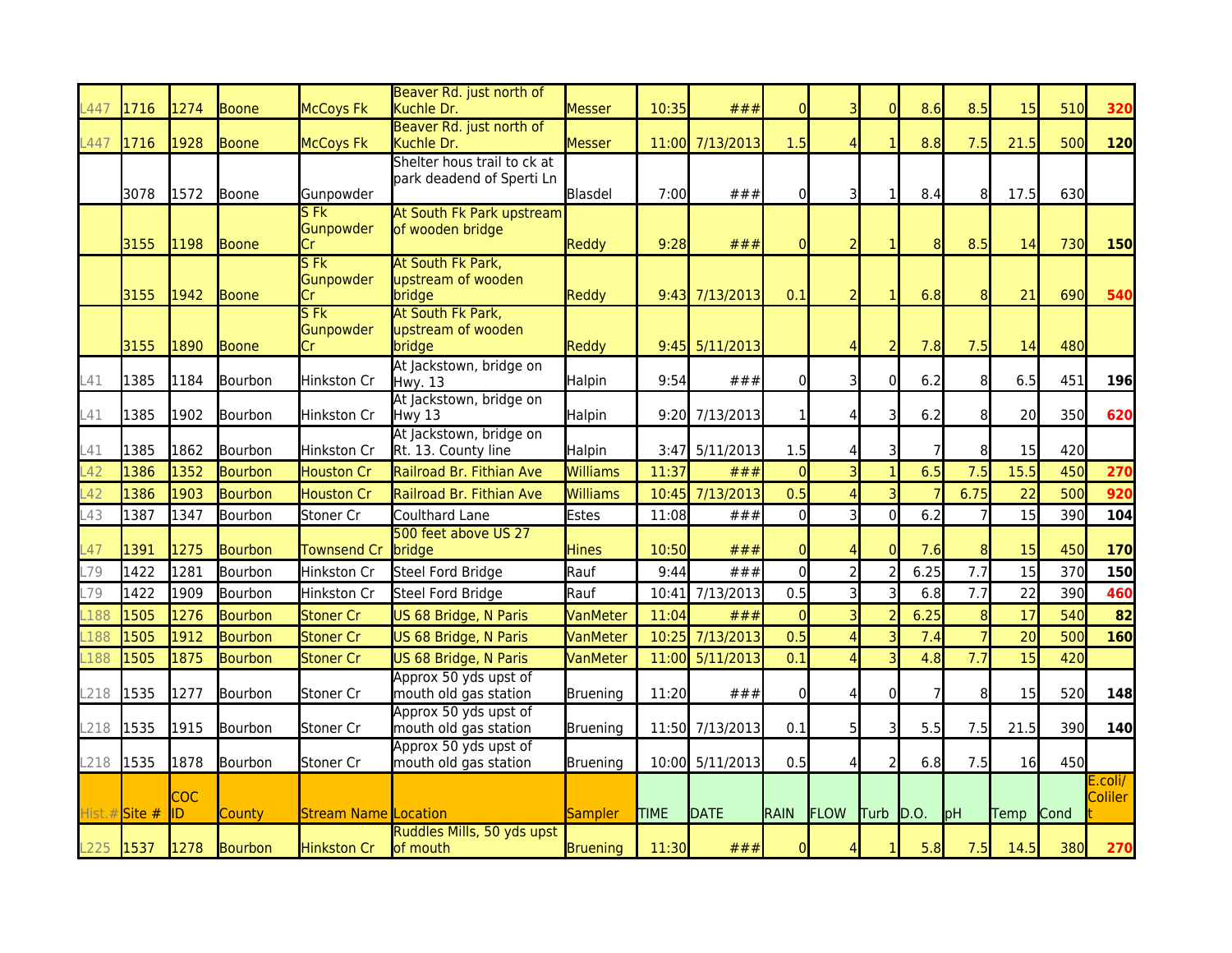| L447 | 1716 | 1274 | Boone | McCoys Fk | Beaver Rd. just north of Kuchle Dr. | Messer | 10:35 | ### | 0 | 3 | 0 | 8.6 | 8.5 | 15 | 510 | **320** |
|---|---|---|---|---|---|---|---|---|---|---|---|---|---|---|---|---|
| L447 | 1716 | 1928 | Boone | McCoys Fk | Beaver Rd. just north of Kuchle Dr. | Messer | 11:00 | 7/13/2013 | 1.5 | 4 | 1 | 8.8 | 7.5 | 21.5 | 500 | **120** |
| | 3078 | 1572 | Boone | Gunpowder | Shelter hous trail to ck at park deadend of Sperti Ln | Blasdel | 7:00 | ### | 0 | 3 | 1 | 8.4 | 8 | 17.5 | 630 | |
| | 3155 | 1198 | Boone | S Fk Gunpowder Cr | At South Fk Park upstream of wooden bridge | Reddy | 9:28 | ### | 0 | 2 | 1 | 8 | 8.5 | 14 | 730 | **150** |
| | 3155 | 1942 | Boone | S Fk Gunpowder Cr | At South Fk Park, upstream of wooden bridge | Reddy | 9:43 | 7/13/2013 | 0.1 | 2 | 1 | 6.8 | 8 | 21 | 690 | **540** |
| | 3155 | 1890 | Boone | S Fk Gunpowder Cr | At South Fk Park, upstream of wooden bridge | Reddy | 9:45 | 5/11/2013 | | 4 | 2 | 7.8 | 7.5 | 14 | 480 | |
| L41 | 1385 | 1184 | Bourbon | Hinkston Cr | At Jackstown, bridge on Hwy. 13 | Halpin | 9:54 | ### | 0 | 3 | 0 | 6.2 | 8 | 6.5 | 451 | **196** |
| L41 | 1385 | 1902 | Bourbon | Hinkston Cr | At Jackstown, bridge on Hwy 13 | Halpin | 9:20 | 7/13/2013 | 1 | 4 | 3 | 6.2 | 8 | 20 | 350 | **620** |
| L41 | 1385 | 1862 | Bourbon | Hinkston Cr | At Jackstown, bridge on Rt. 13. County line | Halpin | 3:47 | 5/11/2013 | 1.5 | 4 | 3 | 7 | 8 | 15 | 420 | |
| L42 | 1386 | 1352 | Bourbon | Houston Cr | Railroad Br. Fithian Ave | Williams | 11:37 | ### | 0 | 3 | 1 | 6.5 | 7.5 | 15.5 | 450 | **270** |
| L42 | 1386 | 1903 | Bourbon | Houston Cr | Railroad Br. Fithian Ave | Williams | 10:45 | 7/13/2013 | 0.5 | 4 | 3 | 7 | 6.75 | 22 | 500 | **920** |
| L43 | 1387 | 1347 | Bourbon | Stoner Cr | Coulthard Lane | Estes | 11:08 | ### | 0 | 3 | 0 | 6.2 | 7 | 15 | 390 | **104** |
| L47 | 1391 | 1275 | Bourbon | Townsend Cr | 500 feet above US 27 bridge | Hines | 10:50 | ### | 0 | 4 | 0 | 7.6 | 8 | 15 | 450 | **170** |
| L79 | 1422 | 1281 | Bourbon | Hinkston Cr | Steel Ford Bridge | Rauf | 9:44 | ### | 0 | 2 | 2 | 6.25 | 7.7 | 15 | 370 | **150** |
| L79 | 1422 | 1909 | Bourbon | Hinkston Cr | Steel Ford Bridge | Rauf | 10:41 | 7/13/2013 | 0.5 | 3 | 3 | 6.8 | 7.7 | 22 | 390 | **460** |
| L188 | 1505 | 1276 | Bourbon | Stoner Cr | US 68 Bridge, N Paris | VanMeter | 11:04 | ### | 0 | 3 | 2 | 6.25 | 8 | 17 | 540 | **82** |
| L188 | 1505 | 1912 | Bourbon | Stoner Cr | US 68 Bridge, N Paris | VanMeter | 10:25 | 7/13/2013 | 0.5 | 4 | 3 | 7.4 | 7 | 20 | 500 | **160** |
| L188 | 1505 | 1875 | Bourbon | Stoner Cr | US 68 Bridge, N Paris | VanMeter | 11:00 | 5/11/2013 | 0.1 | 4 | 3 | 4.8 | 7.7 | 15 | 420 | |
| L218 | 1535 | 1277 | Bourbon | Stoner Cr | Approx 50 yds upst of mouth old gas station | Bruening | 11:20 | ### | 0 | 4 | 0 | 7 | 8 | 15 | 520 | **148** |
| L218 | 1535 | 1915 | Bourbon | Stoner Cr | Approx 50 yds upst of mouth old gas station | Bruening | 11:50 | 7/13/2013 | 0.1 | 5 | 3 | 5.5 | 7.5 | 21.5 | 390 | **140** |
| L218 | 1535 | 1878 | Bourbon | Stoner Cr | Approx 50 yds upst of mouth old gas station | Bruening | 10:00 | 5/11/2013 | 0.5 | 4 | 2 | 6.8 | 7.5 | 16 | 450 | |
| Hist.# | Site # | COC ID | County | Stream Name | Location | Sampler | TIME | DATE | RAIN | FLOW | Turb | D.O. | pH | Temp | Cond | E.coli/ Coliler t |
| L225 | 1537 | 1278 | Bourbon | Hinkston Cr | Ruddles Mills, 50 yds upst of mouth | Bruening | 11:30 | ### | 0 | 4 | 1 | 5.8 | 7.5 | 14.5 | 380 | **270** |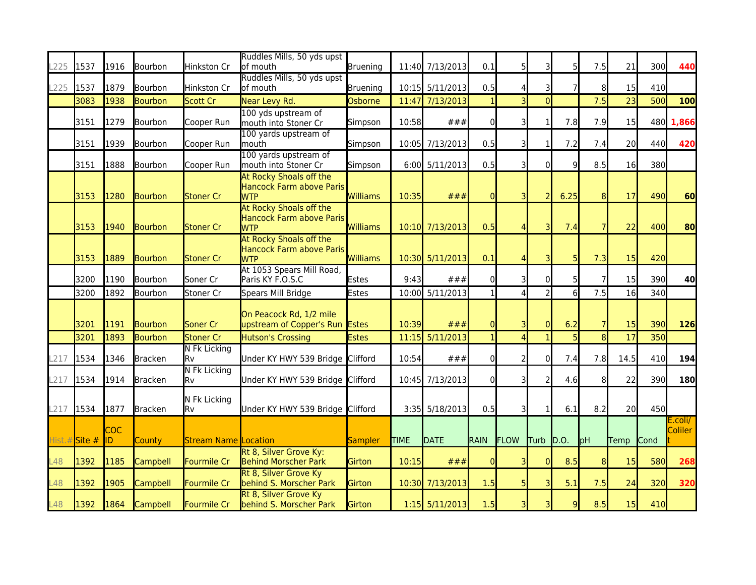| L225 | 1537 | 1916 | Bourbon | Hinkston Cr | Ruddles Mills, 50 yds upst of mouth | Bruening | 11:40 | 7/13/2013 | 0.1 | 5 | 3 | 5 | 7.5 | 21 | 300 | 440 |
|---|---|---|---|---|---|---|---|---|---|---|---|---|---|---|---|---|
| L225 | 1537 | 1879 | Bourbon | Hinkston Cr | Ruddles Mills, 50 yds upst of mouth | Bruening | 10:15 | 5/11/2013 | 0.5 | 4 | 3 | 7 | 8 | 15 | 410 | |
| | 3083 | 1938 | Bourbon | Scott Cr | Near Levy Rd. | Osborne | 11:47 | 7/13/2013 | 1 | 3 | 0 | | 7.5 | 23 | 500 | 100 |
| | 3151 | 1279 | Bourbon | Cooper Run | 100 yds upstream of mouth into Stoner Cr | Simpson | 10:58 | ### | 0 | 3 | 1 | 7.8 | 7.9 | 15 | 480 | 1,866 |
| | 3151 | 1939 | Bourbon | Cooper Run | 100 yards upstream of mouth | Simpson | 10:05 | 7/13/2013 | 0.5 | 3 | 1 | 7.2 | 7.4 | 20 | 440 | 420 |
| | 3151 | 1888 | Bourbon | Cooper Run | 100 yards upstream of mouth into Stoner Cr | Simpson | 6:00 | 5/11/2013 | 0.5 | 3 | 0 | 9 | 8.5 | 16 | 380 | |
| | 3153 | 1280 | Bourbon | Stoner Cr | At Rocky Shoals off the Hancock Farm above Paris WTP | Williams | 10:35 | ### | 0 | 3 | 2 | 6.25 | 8 | 17 | 490 | 60 |
| | 3153 | 1940 | Bourbon | Stoner Cr | At Rocky Shoals off the Hancock Farm above Paris WTP | Williams | 10:10 | 7/13/2013 | 0.5 | 4 | 3 | 7.4 | 7 | 22 | 400 | 80 |
| | 3153 | 1889 | Bourbon | Stoner Cr | At Rocky Shoals off the Hancock Farm above Paris WTP | Williams | 10:30 | 5/11/2013 | 0.1 | 4 | 3 | 5 | 7.3 | 15 | 420 | |
| | 3200 | 1190 | Bourbon | Soner Cr | At 1053 Spears Mill Road, Paris KY F.O.S.C | Estes | 9:43 | ### | 0 | 3 | 0 | 5 | 7 | 15 | 390 | 40 |
| | 3200 | 1892 | Bourbon | Stoner Cr | Spears Mill Bridge | Estes | 10:00 | 5/11/2013 | 1 | 4 | 2 | 6 | 7.5 | 16 | 340 | |
| | 3201 | 1191 | Bourbon | Soner Cr | On Peacock Rd, 1/2 mile upstream of Copper's Run | Estes | 10:39 | ### | 0 | 3 | 0 | 6.2 | 7 | 15 | 390 | 126 |
| | 3201 | 1893 | Bourbon | Stoner Cr | Hutson's Crossing | Estes | 11:15 | 5/11/2013 | 1 | 4 | 1 | 5 | 8 | 17 | 350 | |
| L217 | 1534 | 1346 | Bracken | N Fk Licking Rv | Under KY HWY 539 Bridge | Clifford | 10:54 | ### | 0 | 2 | 0 | 7.4 | 7.8 | 14.5 | 410 | 194 |
| L217 | 1534 | 1914 | Bracken | N Fk Licking Rv | Under KY HWY 539 Bridge | Clifford | 10:45 | 7/13/2013 | 0 | 3 | 2 | 4.6 | 8 | 22 | 390 | 180 |
| L217 | 1534 | 1877 | Bracken | N Fk Licking Rv | Under KY HWY 539 Bridge | Clifford | 3:35 | 5/18/2013 | 0.5 | 3 | 1 | 6.1 | 8.2 | 20 | 450 | |
| Hist.# | Site # | COC ID | County | Stream Name | Location | Sampler | TIME | DATE | RAIN | FLOW | Turb | D.O. | pH | Temp | Cond | E.coli/ Colilert |
| L48 | 1392 | 1185 | Campbell | Fourmile Cr | Rt 8, Silver Grove Ky: Behind Morscher Park | Girton | 10:15 | ### | 0 | 3 | 0 | 8.5 | 8 | 15 | 580 | 268 |
| L48 | 1392 | 1905 | Campbell | Fourmile Cr | Rt 8, Silver Grove Ky behind S. Morscher Park | Girton | 10:30 | 7/13/2013 | 1.5 | 5 | 3 | 5.1 | 7.5 | 24 | 320 | 320 |
| L48 | 1392 | 1864 | Campbell | Fourmile Cr | Rt 8, Silver Grove Ky behind S. Morscher Park | Girton | 1:15 | 5/11/2013 | 1.5 | 3 | 3 | 9 | 8.5 | 15 | 410 | |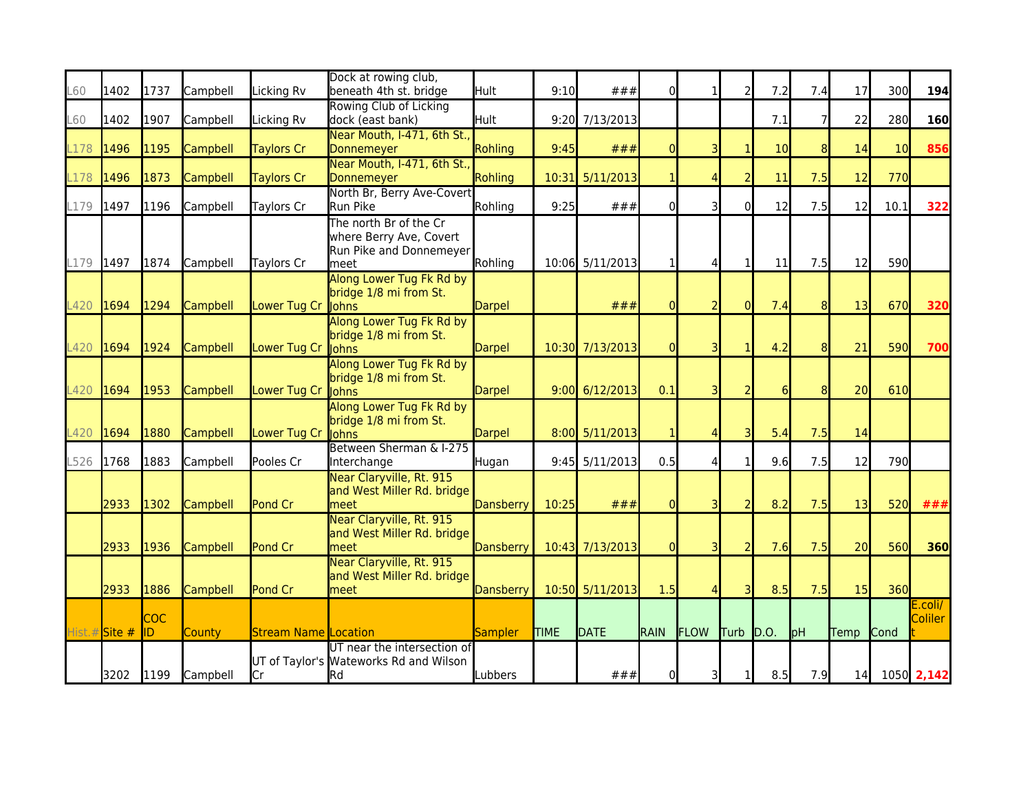| L60 | 1402 | 1737 | Campbell | Licking Rv | Dock at rowing club, beneath 4th st. bridge | Hult | 9:10 | ### | 0 | 1 | 2 | 7.2 | 7.4 | 17 | 300 | **194** |
|---|---|---|---|---|---|---|---|---|---|---|---|---|---|---|---|---|
| L60 | 1402 | 1907 | Campbell | Licking Rv | Rowing Club of Licking dock (east bank) | Hult | 9:20 | 7/13/2013 | | | | 7.1 | 7 | 22 | 280 | **160** |
| L178 | 1496 | 1195 | Campbell | Taylors Cr | Near Mouth, I-471, 6th St., Donnemeyer | Rohling | 9:45 | ### | 0 | 3 | 1 | 10 | 8 | 14 | 10 | **856** |
| L178 | 1496 | 1873 | Campbell | Taylors Cr | Near Mouth, I-471, 6th St., Donnemeyer | Rohling | 10:31 | 5/11/2013 | 1 | 4 | 2 | 11 | 7.5 | 12 | 770 | |
| L179 | 1497 | 1196 | Campbell | Taylors Cr | North Br, Berry Ave-Covert Run Pike | Rohling | 9:25 | ### | 0 | 3 | 0 | 12 | 7.5 | 12 | 10.1 | **322** |
| L179 | 1497 | 1874 | Campbell | Taylors Cr | The north Br of the Cr where Berry Ave, Covert Run Pike and Donnemeyer meet | Rohling | 10:06 | 5/11/2013 | 1 | 4 | 1 | 11 | 7.5 | 12 | 590 | |
| L420 | 1694 | 1294 | Campbell | Lower Tug Cr | Along Lower Tug Fk Rd by bridge 1/8 mi from St. Johns | Darpel | | ### | 0 | 2 | 0 | 7.4 | 8 | 13 | 670 | **320** |
| L420 | 1694 | 1924 | Campbell | Lower Tug Cr | Along Lower Tug Fk Rd by bridge 1/8 mi from St. Johns | Darpel | 10:30 | 7/13/2013 | 0 | 3 | 1 | 4.2 | 8 | 21 | 590 | **700** |
| L420 | 1694 | 1953 | Campbell | Lower Tug Cr | Along Lower Tug Fk Rd by bridge 1/8 mi from St. Johns | Darpel | 9:00 | 6/12/2013 | 0.1 | 3 | 2 | 6 | 8 | 20 | 610 | |
| L420 | 1694 | 1880 | Campbell | Lower Tug Cr | Along Lower Tug Fk Rd by bridge 1/8 mi from St. Johns | Darpel | 8:00 | 5/11/2013 | 1 | 4 | 3 | 5.4 | 7.5 | 14 | | |
| L526 | 1768 | 1883 | Campbell | Pooles Cr | Between Sherman & I-275 Interchange | Hugan | 9:45 | 5/11/2013 | 0.5 | 4 | 1 | 9.6 | 7.5 | 12 | 790 | |
| | 2933 | 1302 | Campbell | Pond Cr | Near Claryville, Rt. 915 and West Miller Rd. bridge meet | Dansberry | 10:25 | ### | 0 | 3 | 2 | 8.2 | 7.5 | 13 | 520 | **###** |
| | 2933 | 1936 | Campbell | Pond Cr | Near Claryville, Rt. 915 and West Miller Rd. bridge meet | Dansberry | 10:43 | 7/13/2013 | 0 | 3 | 2 | 7.6 | 7.5 | 20 | 560 | **360** |
| | 2933 | 1886 | Campbell | Pond Cr | Near Claryville, Rt. 915 and West Miller Rd. bridge meet | Dansberry | 10:50 | 5/11/2013 | 1.5 | 4 | 3 | 8.5 | 7.5 | 15 | 360 | |
| Hist.# | Site # | COC ID | County | Stream Name | Location | Sampler | TIME | DATE | RAIN | FLOW | Turb | D.O. | pH | Temp | Cond | E.coli/ Coliler t |
| | 3202 | 1199 | Campbell | UT of Taylor's Cr | UT near the intersection of Wateworks Rd and Wilson Rd | Lubbers | | ### | 0 | 3 | 1 | 8.5 | 7.9 | 14 | 1050 | **2,142** |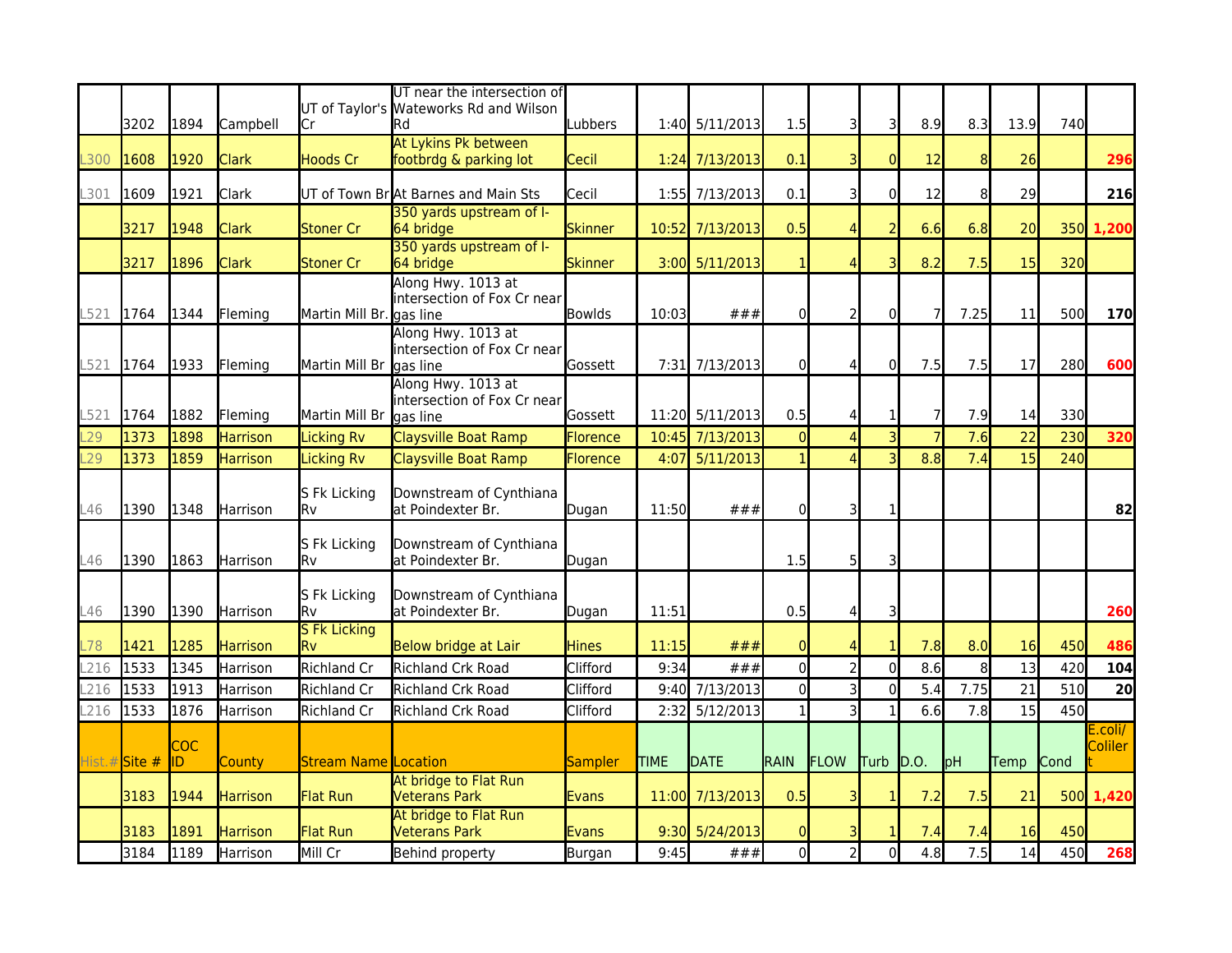| | 3202 | 1894 | Campbell | UT of Taylor's Cr | UT near the intersection of Wateworks Rd and Wilson Rd | Lubbers | 1:40 | 5/11/2013 | 1.5 | 3 | 3 | 8.9 | 8.3 | 13.9 | 740 | |
|---|---|---|---|---|---|---|---|---|---|---|---|---|---|---|---|---|
| L300 | 1608 | 1920 | Clark | Hoods Cr | At Lykins Pk between footbrdg & parking lot | Cecil | 1:24 | 7/13/2013 | 0.1 | 3 | 0 | 12 | 8 | 26 | | 296 |
| L301 | 1609 | 1921 | Clark | UT of Town Br | At Barnes and Main Sts | Cecil | 1:55 | 7/13/2013 | 0.1 | 3 | 0 | 12 | 8 | 29 | | 216 |
| | 3217 | 1948 | Clark | Stoner Cr | 350 yards upstream of I-64 bridge | Skinner | 10:52 | 7/13/2013 | 0.5 | 4 | 2 | 6.6 | 6.8 | 20 | 350 | 1,200 |
| | 3217 | 1896 | Clark | Stoner Cr | 350 yards upstream of I-64 bridge | Skinner | 3:00 | 5/11/2013 | 1 | 4 | 3 | 8.2 | 7.5 | 15 | 320 | |
| L521 | 1764 | 1344 | Fleming | Martin Mill Br. | Along Hwy. 1013 at intersection of Fox Cr near gas line | Bowlds | 10:03 | ### | 0 | 2 | 0 | 7 | 7.25 | 11 | 500 | 170 |
| L521 | 1764 | 1933 | Fleming | Martin Mill Br | Along Hwy. 1013 at intersection of Fox Cr near gas line | Gossett | 7:31 | 7/13/2013 | 0 | 4 | 0 | 7.5 | 7.5 | 17 | 280 | 600 |
| L521 | 1764 | 1882 | Fleming | Martin Mill Br | Along Hwy. 1013 at intersection of Fox Cr near gas line | Gossett | 11:20 | 5/11/2013 | 0.5 | 4 | 1 | 7 | 7.9 | 14 | 330 | |
| L29 | 1373 | 1898 | Harrison | Licking Rv | Claysville Boat Ramp | Florence | 10:45 | 7/13/2013 | 0 | 4 | 3 | 7 | 7.6 | 22 | 230 | 320 |
| L29 | 1373 | 1859 | Harrison | Licking Rv | Claysville Boat Ramp | Florence | 4:07 | 5/11/2013 | 1 | 4 | 3 | 8.8 | 7.4 | 15 | 240 | |
| L46 | 1390 | 1348 | Harrison | S Fk Licking Rv | Downstream of Cynthiana at Poindexter Br. | Dugan | 11:50 | ### | 0 | 3 | 1 | | | | | 82 |
| L46 | 1390 | 1863 | Harrison | S Fk Licking Rv | Downstream of Cynthiana at Poindexter Br. | Dugan | | | 1.5 | 5 | 3 | | | | | |
| L46 | 1390 | 1390 | Harrison | S Fk Licking Rv | Downstream of Cynthiana at Poindexter Br. | Dugan | 11:51 | | 0.5 | 4 | 3 | | | | | 260 |
| L78 | 1421 | 1285 | Harrison | S Fk Licking Rv | Below bridge at Lair | Hines | 11:15 | ### | 0 | 4 | 1 | 7.8 | 8.0 | 16 | 450 | 486 |
| L216 | 1533 | 1345 | Harrison | Richland Cr | Richland Crk Road | Clifford | 9:34 | ### | 0 | 2 | 0 | 8.6 | 8 | 13 | 420 | 104 |
| L216 | 1533 | 1913 | Harrison | Richland Cr | Richland Crk Road | Clifford | 9:40 | 7/13/2013 | 0 | 3 | 0 | 5.4 | 7.75 | 21 | 510 | 20 |
| L216 | 1533 | 1876 | Harrison | Richland Cr | Richland Crk Road | Clifford | 2:32 | 5/12/2013 | 1 | 3 | 1 | 6.6 | 7.8 | 15 | 450 | |
| Hist.# | Site # | COC ID | County | Stream Name | Location | Sampler | TIME | DATE | RAIN | FLOW | Turb | D.O. | pH | Temp | Cond | E.coli/ Coliler t |
| | 3183 | 1944 | Harrison | Flat Run | At bridge to Flat Run Veterans Park | Evans | 11:00 | 7/13/2013 | 0.5 | 3 | 1 | 7.2 | 7.5 | 21 | 500 | 1,420 |
| | 3183 | 1891 | Harrison | Flat Run | At bridge to Flat Run Veterans Park | Evans | 9:30 | 5/24/2013 | 0 | 3 | 1 | 7.4 | 7.4 | 16 | 450 | |
| | 3184 | 1189 | Harrison | Mill Cr | Behind property | Burgan | 9:45 | ### | 0 | 2 | 0 | 4.8 | 7.5 | 14 | 450 | 268 |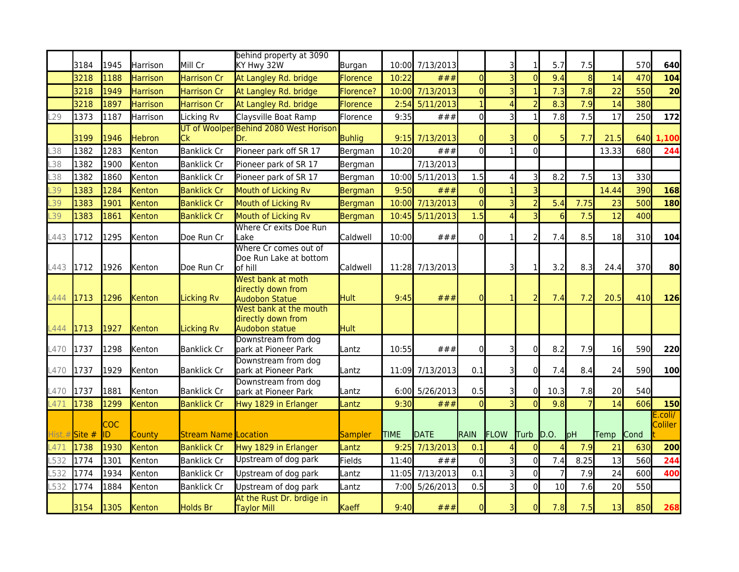| Hist.# | Site # | COC ID | County | Stream Name | Location | Sampler | TIME | DATE | RAIN | FLOW | Turb | D.O. | pH | Temp | Cond | E.coli/ Colilert |
|---|---|---|---|---|---|---|---|---|---|---|---|---|---|---|---|---|
| | 3184 | 1945 | Harrison | Mill Cr | behind property at 3090 KY Hwy 32W | Burgan | 10:00 | 7/13/2013 | | 3 | 1 | 5.7 | 7.5 | | 570 | **640** |
| | 3218 | 1188 | Harrison | Harrison Cr | At Langley Rd. bridge | Florence | 10:22 | ### | 0 | 3 | 0 | 9.4 | 8 | 14 | 470 | **104** |
| | 3218 | 1949 | Harrison | Harrison Cr | At Langley Rd. bridge | Florence? | 10:00 | 7/13/2013 | 0 | 3 | 1 | 7.3 | 7.8 | 22 | 550 | **20** |
| | 3218 | 1897 | Harrison | Harrison Cr | At Langley Rd. bridge | Florence | 2:54 | 5/11/2013 | 1 | 4 | 2 | 8.3 | 7.9 | 14 | 380 | |
| L29 | 1373 | 1187 | Harrison | Licking Rv | Claysville Boat Ramp | Florence | 9:35 | ### | 0 | 3 | 1 | 7.8 | 7.5 | 17 | 250 | **172** |
| | 3199 | 1946 | Hebron | UT of Woolper Ck | Behind 2080 West Horison Dr. | Buhlig | 9:15 | 7/13/2013 | 0 | 3 | 0 | 5 | 7.7 | 21.5 | 640 | **1,100** |
| L38 | 1382 | 1283 | Kenton | Banklick Cr | Pioneer park off SR 17 | Bergman | 10:20 | ### | 0 | 1 | 0 | | | 13.33 | 680 | **244** |
| L38 | 1382 | 1900 | Kenton | Banklick Cr | Pioneer park of SR 17 | Bergman | | 7/13/2013 | | | | | | | | |
| L38 | 1382 | 1860 | Kenton | Banklick Cr | Pioneer park of SR 17 | Bergman | 10:00 | 5/11/2013 | 1.5 | 4 | 3 | 8.2 | 7.5 | 13 | 330 | |
| L39 | 1383 | 1284 | Kenton | Banklick Cr | Mouth of Licking Rv | Bergman | 9:50 | ### | 0 | 1 | 3 | | | 14.44 | 390 | **168** |
| L39 | 1383 | 1901 | Kenton | Banklick Cr | Mouth of Licking Rv | Bergman | 10:00 | 7/13/2013 | 0 | 3 | 2 | 5.4 | 7.75 | 23 | 500 | **180** |
| L39 | 1383 | 1861 | Kenton | Banklick Cr | Mouth of Licking Rv | Bergman | 10:45 | 5/11/2013 | 1.5 | 4 | 3 | 6 | 7.5 | 12 | 400 | |
| L443 | 1712 | 1295 | Kenton | Doe Run Cr | Where Cr exits Doe Run Lake | Caldwell | 10:00 | ### | 0 | 1 | 2 | 7.4 | 8.5 | 18 | 310 | **104** |
| L443 | 1712 | 1926 | Kenton | Doe Run Cr | Where Cr comes out of Doe Run Lake at bottom of hill | Caldwell | 11:28 | 7/13/2013 | | 3 | 1 | 3.2 | 8.3 | 24.4 | 370 | **80** |
| L444 | 1713 | 1296 | Kenton | Licking Rv | West bank at moth directly down from Audobon Statue | Hult | 9:45 | ### | 0 | 1 | 2 | 7.4 | 7.2 | 20.5 | 410 | **126** |
| L444 | 1713 | 1927 | Kenton | Licking Rv | West bank at the mouth directly down from Audobon statue | Hult | | | | | | | | | | |
| L470 | 1737 | 1298 | Kenton | Banklick Cr | Downstream from dog park at Pioneer Park | Lantz | 10:55 | ### | 0 | 3 | 0 | 8.2 | 7.9 | 16 | 590 | **220** |
| L470 | 1737 | 1929 | Kenton | Banklick Cr | Downstream from dog park at Pioneer Park | Lantz | 11:09 | 7/13/2013 | 0.1 | 3 | 0 | 7.4 | 8.4 | 24 | 590 | **100** |
| L470 | 1737 | 1881 | Kenton | Banklick Cr | Downstream from dog park at Pioneer Park | Lantz | 6:00 | 5/26/2013 | 0.5 | 3 | 0 | 10.3 | 7.8 | 20 | 540 | |
| L471 | 1738 | 1299 | Kenton | Banklick Cr | Hwy 1829 in Erlanger | Lantz | 9:30 | ### | 0 | 3 | 0 | 9.8 | 7 | 14 | 606 | **150** |
| L471 | 1738 | 1930 | Kenton | Banklick Cr | Hwy 1829 in Erlanger | Lantz | 9:25 | 7/13/2013 | 0.1 | 4 | 0 | 4 | 7.9 | 21 | 630 | **200** |
| L532 | 1774 | 1301 | Kenton | Banklick Cr | Upstream of dog park | Fields | 11:40 | ### | 0 | 3 | 0 | 7.4 | 8.25 | 13 | 560 | **244** |
| L532 | 1774 | 1934 | Kenton | Banklick Cr | Upstream of dog park | Lantz | 11:05 | 7/13/2013 | 0.1 | 3 | 0 | 7 | 7.9 | 24 | 600 | **400** |
| L532 | 1774 | 1884 | Kenton | Banklick Cr | Upstream of dog park | Lantz | 7:00 | 5/26/2013 | 0.5 | 3 | 0 | 10 | 7.6 | 20 | 550 | |
| | 3154 | 1305 | Kenton | Holds Br | At the Rust Dr. brdige in Taylor Mill | Kaeff | 9:40 | ### | 0 | 3 | 0 | 7.8 | 7.5 | 13 | 850 | **268** |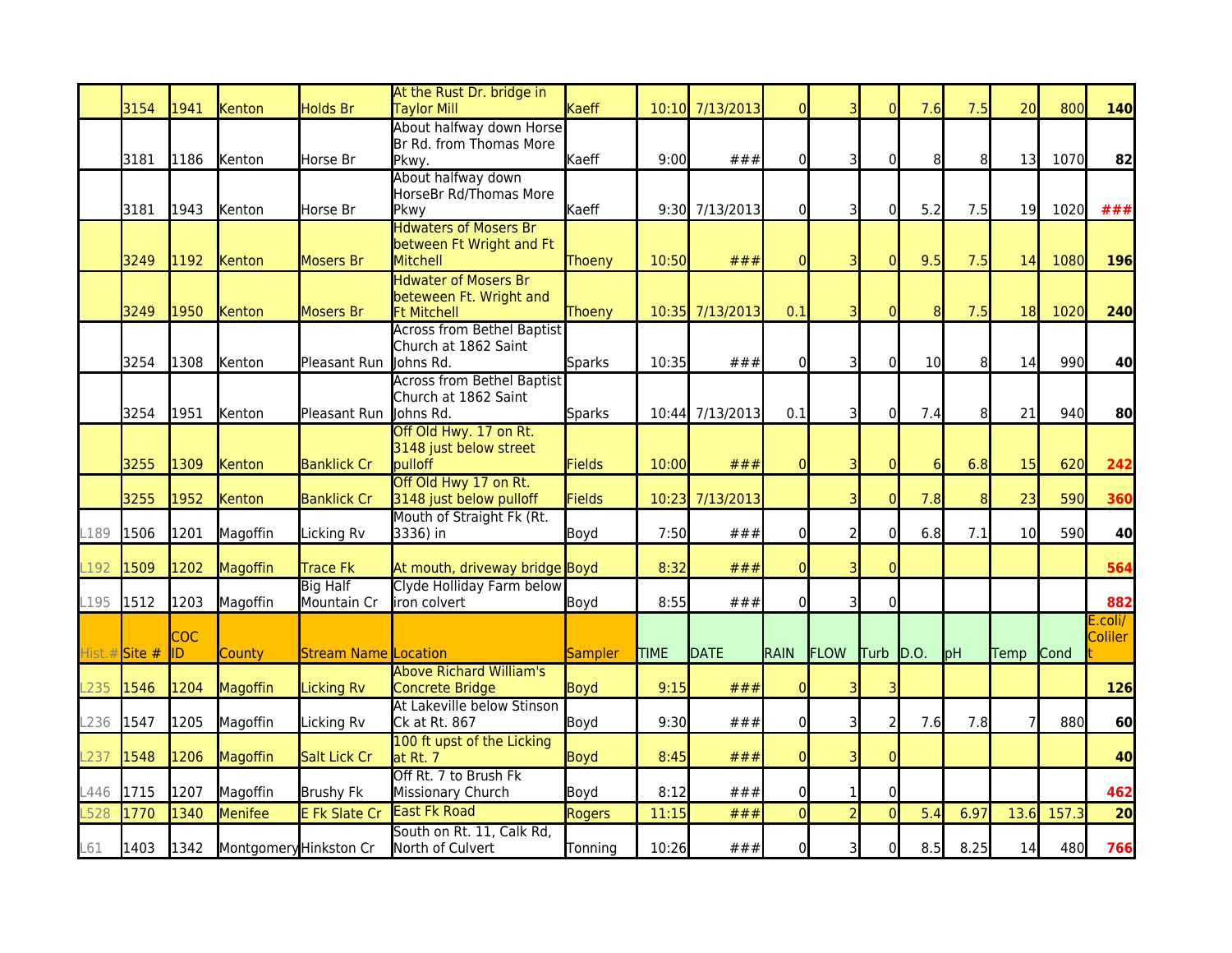| Hist.# | Site # | COC ID | County | Stream Name | Location | Sampler | TIME | DATE | RAIN | FLOW | Turb | D.O. | pH | Temp | Cond | E.coli/ Coliler t |
|---|---|---|---|---|---|---|---|---|---|---|---|---|---|---|---|---|
| | 3154 | 1941 | Kenton | Holds Br | At the Rust Dr. bridge in Taylor Mill | Kaeff | 10:10 | 7/13/2013 | 0 | 3 | 0 | 7.6 | 7.5 | 20 | 800 | **140** |
| | 3181 | 1186 | Kenton | Horse Br | About halfway down Horse Br Rd. from Thomas More Pkwy. | Kaeff | 9:00 | ### | 0 | 3 | 0 | 8 | 8 | 13 | 1070 | **82** |
| | 3181 | 1943 | Kenton | Horse Br | About halfway down HorseBr Rd/Thomas More Pkwy | Kaeff | 9:30 | 7/13/2013 | 0 | 3 | 0 | 5.2 | 7.5 | 19 | 1020 | **###** |
| | 3249 | 1192 | Kenton | Mosers Br | Hdwaters of Mosers Br between Ft Wright and Ft Mitchell | Thoeny | 10:50 | ### | 0 | 3 | 0 | 9.5 | 7.5 | 14 | 1080 | **196** |
| | 3249 | 1950 | Kenton | Mosers Br | Hdwater of Mosers Br beteween Ft. Wright and Ft Mitchell | Thoeny | 10:35 | 7/13/2013 | 0.1 | 3 | 0 | 8 | 7.5 | 18 | 1020 | **240** |
| | 3254 | 1308 | Kenton | Pleasant Run | Across from Bethel Baptist Church at 1862 Saint Johns Rd. | Sparks | 10:35 | ### | 0 | 3 | 0 | 10 | 8 | 14 | 990 | **40** |
| | 3254 | 1951 | Kenton | Pleasant Run | Across from Bethel Baptist Church at 1862 Saint Johns Rd. | Sparks | 10:44 | 7/13/2013 | 0.1 | 3 | 0 | 7.4 | 8 | 21 | 940 | **80** |
| | 3255 | 1309 | Kenton | Banklick Cr | Off Old Hwy. 17 on Rt. 3148 just below street pulloff | Fields | 10:00 | ### | 0 | 3 | 0 | 6 | 6.8 | 15 | 620 | **242** |
| | 3255 | 1952 | Kenton | Banklick Cr | Off Old Hwy 17 on Rt. 3148 just below pulloff | Fields | 10:23 | 7/13/2013 | | 3 | 0 | 7.8 | 8 | 23 | 590 | **360** |
| L189 | 1506 | 1201 | Magoffin | Licking Rv | Mouth of Straight Fk (Rt. 3336) in | Boyd | 7:50 | ### | 0 | 2 | 0 | 6.8 | 7.1 | 10 | 590 | **40** |
| L192 | 1509 | 1202 | Magoffin | Trace Fk | At mouth, driveway bridge | Boyd | 8:32 | ### | 0 | 3 | 0 | | | | | **564** |
| L195 | 1512 | 1203 | Magoffin | Big Half Mountain Cr | Clyde Holliday Farm below iron colvert | Boyd | 8:55 | ### | 0 | 3 | 0 | | | | | **882** |
| L235 | 1546 | 1204 | Magoffin | Licking Rv | Above Richard William's Concrete Bridge | Boyd | 9:15 | ### | 0 | 3 | 3 | | | | | **126** |
| L236 | 1547 | 1205 | Magoffin | Licking Rv | At Lakeville below Stinson Ck at Rt. 867 | Boyd | 9:30 | ### | 0 | 3 | 2 | 7.6 | 7.8 | 7 | 880 | **60** |
| L237 | 1548 | 1206 | Magoffin | Salt Lick Cr | 100 ft upst of the Licking at Rt. 7 | Boyd | 8:45 | ### | 0 | 3 | 0 | | | | | **40** |
| L446 | 1715 | 1207 | Magoffin | Brushy Fk | Off Rt. 7 to Brush Fk Missionary Church | Boyd | 8:12 | ### | 0 | 1 | 0 | | | | | **462** |
| L528 | 1770 | 1340 | Menifee | E Fk Slate Cr | East Fk Road | Rogers | 11:15 | ### | 0 | 2 | 0 | 5.4 | 6.97 | 13.6 | 157.3 | **20** |
| L61 | 1403 | 1342 | Montgomery | Hinkston Cr | South on Rt. 11, Calk Rd, North of Culvert | Tonning | 10:26 | ### | 0 | 3 | 0 | 8.5 | 8.25 | 14 | 480 | **766** |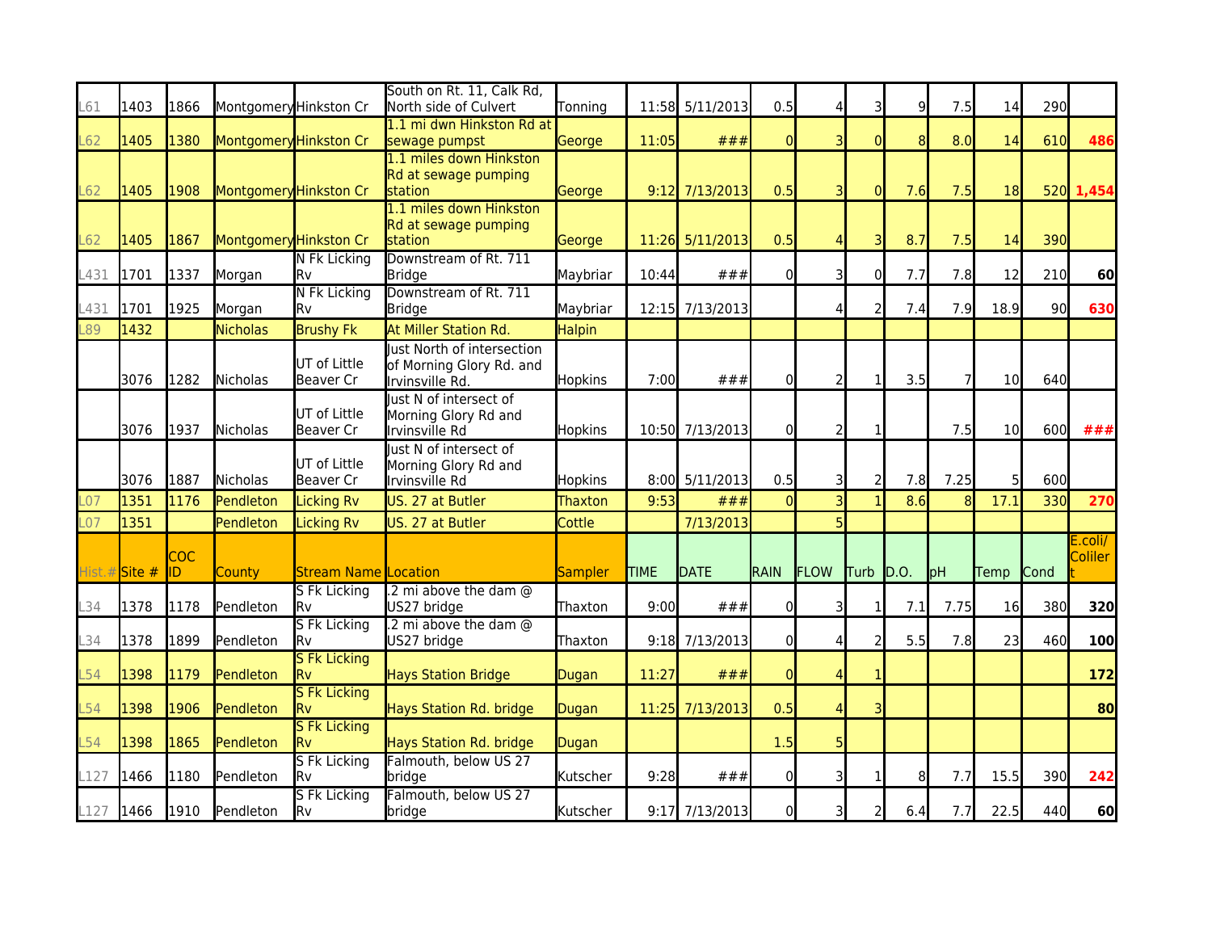| L61 | 1403 | 1866 | Montgomery | Hinkston Cr | South on Rt. 11, Calk Rd, North side of Culvert | Tonning | 11:58 | 5/11/2013 | 0.5 | 4 | 3 | 9 | 7.5 | 14 | 290 | |
|---|---|---|---|---|---|---|---|---|---|---|---|---|---|---|---|---|
| L62 | 1405 | 1380 | Montgomery | Hinkston Cr | 1.1 mi dwn Hinkston Rd at sewage pumpst | George | 11:05 | ### | 0 | 3 | 0 | 8 | 8.0 | 14 | 610 | **486** |
| L62 | 1405 | 1908 | Montgomery | Hinkston Cr | 1.1 miles down Hinkston Rd at sewage pumping station | George | 9:12 | 7/13/2013 | 0.5 | 3 | 0 | 7.6 | 7.5 | 18 | 520 | **1,454** |
| L62 | 1405 | 1867 | Montgomery | Hinkston Cr | 1.1 miles down Hinkston Rd at sewage pumping station | George | 11:26 | 5/11/2013 | 0.5 | 4 | 3 | 8.7 | 7.5 | 14 | 390 | |
| L431 | 1701 | 1337 | Morgan | N Fk Licking Rv | Downstream of Rt. 711 Bridge | Maybriar | 10:44 | ### | 0 | 3 | 0 | 7.7 | 7.8 | 12 | 210 | **60** |
| L431 | 1701 | 1925 | Morgan | N Fk Licking Rv | Downstream of Rt. 711 Bridge | Maybriar | 12:15 | 7/13/2013 | | 4 | 2 | 7.4 | 7.9 | 18.9 | 90 | **630** |
| L89 | 1432 | | Nicholas | Brushy Fk | At Miller Station Rd. | Halpin | | | | | | | | | | |
| | 3076 | 1282 | Nicholas | UT of Little Beaver Cr | Just North of intersection of Morning Glory Rd. and Irvinsville Rd. | Hopkins | 7:00 | ### | 0 | 2 | 1 | 3.5 | 7 | 10 | 640 | |
| | 3076 | 1937 | Nicholas | UT of Little Beaver Cr | Just N of intersect of Morning Glory Rd and Irvinsville Rd | Hopkins | 10:50 | 7/13/2013 | 0 | 2 | 1 | | 7.5 | 10 | 600 | **###** |
| | 3076 | 1887 | Nicholas | UT of Little Beaver Cr | Just N of intersect of Morning Glory Rd and Irvinsville Rd | Hopkins | 8:00 | 5/11/2013 | 0.5 | 3 | 2 | 7.8 | 7.25 | 5 | 600 | |
| L07 | 1351 | 1176 | Pendleton | Licking Rv | US. 27 at Butler | Thaxton | 9:53 | ### | 0 | 3 | 1 | 8.6 | 8 | 17.1 | 330 | **270** |
| L07 | 1351 | | Pendleton | Licking Rv | US. 27 at Butler | Cottle | | 7/13/2013 | | 5 | | | | | | |
| Hist.# | Site # | COC ID | County | Stream Name | Location | Sampler | TIME | DATE | RAIN | FLOW | Turb | D.O. | pH | Temp | Cond | E.coli/ Colilert |
| L34 | 1378 | 1178 | Pendleton | S Fk Licking Rv | .2 mi above the dam @ US27 bridge | Thaxton | 9:00 | ### | 0 | 3 | 1 | 7.1 | 7.75 | 16 | 380 | **320** |
| L34 | 1378 | 1899 | Pendleton | S Fk Licking Rv | .2 mi above the dam @ US27 bridge | Thaxton | 9:18 | 7/13/2013 | 0 | 4 | 2 | 5.5 | 7.8 | 23 | 460 | **100** |
| L54 | 1398 | 1179 | Pendleton | S Fk Licking Rv | Hays Station Bridge | Dugan | 11:27 | ### | 0 | 4 | 1 | | | | | **172** |
| L54 | 1398 | 1906 | Pendleton | S Fk Licking Rv | Hays Station Rd. bridge | Dugan | 11:25 | 7/13/2013 | 0.5 | 4 | 3 | | | | | **80** |
| L54 | 1398 | 1865 | Pendleton | S Fk Licking Rv | Hays Station Rd. bridge | Dugan | | | 1.5 | 5 | | | | | | |
| L127 | 1466 | 1180 | Pendleton | S Fk Licking Rv | Falmouth, below US 27 bridge | Kutscher | 9:28 | ### | 0 | 3 | 1 | 8 | 7.7 | 15.5 | 390 | **242** |
| L127 | 1466 | 1910 | Pendleton | S Fk Licking Rv | Falmouth, below US 27 bridge | Kutscher | 9:17 | 7/13/2013 | 0 | 3 | 2 | 6.4 | 7.7 | 22.5 | 440 | **60** |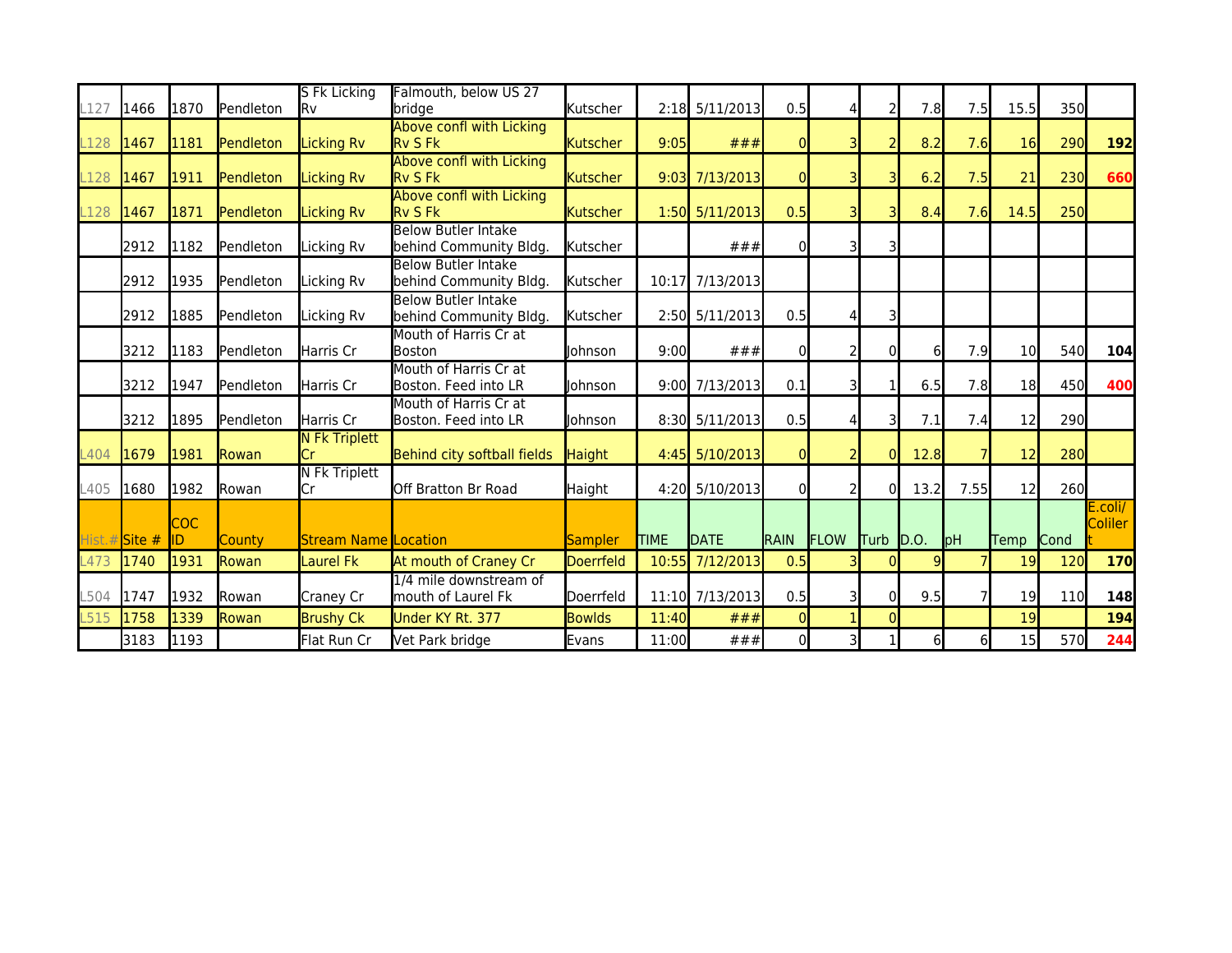| | | | | | | | | | | | | | | | | |
|---|---|---|---|---|---|---|---|---|---|---|---|---|---|---|---|---|
| L127 | 1466 | 1870 | Pendleton | S Fk Licking Rv | Falmouth, below US 27 bridge | Kutscher | 2:18 | 5/11/2013 | 0.5 | 4 | 2 | 7.8 | 7.5 | 15.5 | 350 | |
| L128 | 1467 | 1181 | Pendleton | Licking Rv | Above confl with Licking Rv S Fk | Kutscher | 9:05 | ### | 0 | 3 | 2 | 8.2 | 7.6 | 16 | 290 | **192** |
| L128 | 1467 | 1911 | Pendleton | Licking Rv | Above confl with Licking Rv S Fk | Kutscher | 9:03 | 7/13/2013 | 0 | 3 | 3 | 6.2 | 7.5 | 21 | 230 | **660** |
| L128 | 1467 | 1871 | Pendleton | Licking Rv | Above confl with Licking Rv S Fk | Kutscher | 1:50 | 5/11/2013 | 0.5 | 3 | 3 | 8.4 | 7.6 | 14.5 | 250 | |
| | 2912 | 1182 | Pendleton | Licking Rv | Below Butler Intake behind Community Bldg. | Kutscher | | ### | 0 | 3 | 3 | | | | | |
| | 2912 | 1935 | Pendleton | Licking Rv | Below Butler Intake behind Community Bldg. | Kutscher | 10:17 | 7/13/2013 | | | | | | | | |
| | 2912 | 1885 | Pendleton | Licking Rv | Below Butler Intake behind Community Bldg. | Kutscher | 2:50 | 5/11/2013 | 0.5 | 4 | 3 | | | | | |
| | 3212 | 1183 | Pendleton | Harris Cr | Mouth of Harris Cr at Boston | Johnson | 9:00 | ### | 0 | 2 | 0 | 6 | 7.9 | 10 | 540 | **104** |
| | 3212 | 1947 | Pendleton | Harris Cr | Mouth of Harris Cr at Boston. Feed into LR | Johnson | 9:00 | 7/13/2013 | 0.1 | 3 | 1 | 6.5 | 7.8 | 18 | 450 | **400** |
| | 3212 | 1895 | Pendleton | Harris Cr | Mouth of Harris Cr at Boston. Feed into LR | Johnson | 8:30 | 5/11/2013 | 0.5 | 4 | 3 | 7.1 | 7.4 | 12 | 290 | |
| L404 | 1679 | 1981 | Rowan | N Fk Triplett Cr | Behind city softball fields | Haight | 4:45 | 5/10/2013 | 0 | 2 | 0 | 12.8 | 7 | 12 | 280 | |
| L405 | 1680 | 1982 | Rowan | N Fk Triplett Cr | Off Bratton Br Road | Haight | 4:20 | 5/10/2013 | 0 | 2 | 0 | 13.2 | 7.55 | 12 | 260 | |
| Hist.# | Site # | COC ID | County | Stream Name | Location | Sampler | TIME | DATE | RAIN | FLOW | Turb | D.O. | pH | Temp | Cond | E.coli/ Coliler t |
| L473 | 1740 | 1931 | Rowan | Laurel Fk | At mouth of Craney Cr | Doerrfeld | 10:55 | 7/12/2013 | 0.5 | 3 | 0 | 9 | 7 | 19 | 120 | **170** |
| L504 | 1747 | 1932 | Rowan | Craney Cr | 1/4 mile downstream of mouth of Laurel Fk | Doerrfeld | 11:10 | 7/13/2013 | 0.5 | 3 | 0 | 9.5 | 7 | 19 | 110 | **148** |
| L515 | 1758 | 1339 | Rowan | Brushy Ck | Under KY Rt. 377 | Bowlds | 11:40 | ### | 0 | 1 | 0 | | | 19 | | **194** |
| | 3183 | 1193 | | Flat Run Cr | Vet Park bridge | Evans | 11:00 | ### | 0 | 3 | 1 | 6 | 6 | 15 | 570 | **244** |